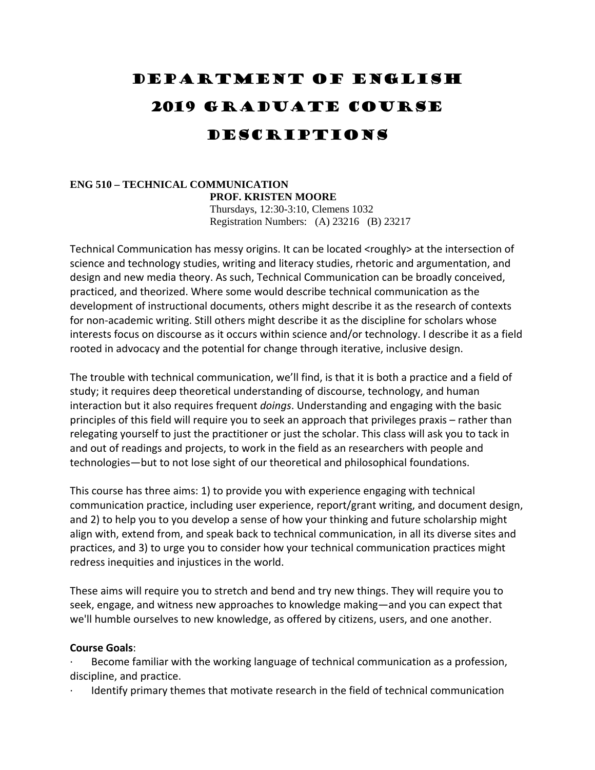# Department of English 2019 Graduate Course Descriptions

**ENG 510 – TECHNICAL COMMUNICATION**
**PROF. KRISTEN MOORE**
Thursdays, 12:30-3:10, Clemens 1032
Registration Numbers: (A) 23216 (B) 23217

Technical Communication has messy origins. It can be located <roughly> at the intersection of science and technology studies, writing and literacy studies, rhetoric and argumentation, and design and new media theory. As such, Technical Communication can be broadly conceived, practiced, and theorized. Where some would describe technical communication as the development of instructional documents, others might describe it as the research of contexts for non-academic writing. Still others might describe it as the discipline for scholars whose interests focus on discourse as it occurs within science and/or technology. I describe it as a field rooted in advocacy and the potential for change through iterative, inclusive design.

The trouble with technical communication, we'll find, is that it is both a practice and a field of study; it requires deep theoretical understanding of discourse, technology, and human interaction but it also requires frequent *doings*. Understanding and engaging with the basic principles of this field will require you to seek an approach that privileges praxis – rather than relegating yourself to just the practitioner or just the scholar. This class will ask you to tack in and out of readings and projects, to work in the field as an researchers with people and technologies—but to not lose sight of our theoretical and philosophical foundations.

This course has three aims: 1) to provide you with experience engaging with technical communication practice, including user experience, report/grant writing, and document design, and 2) to help you to you develop a sense of how your thinking and future scholarship might align with, extend from, and speak back to technical communication, in all its diverse sites and practices, and 3) to urge you to consider how your technical communication practices might redress inequities and injustices in the world.

These aims will require you to stretch and bend and try new things. They will require you to seek, engage, and witness new approaches to knowledge making—and you can expect that we'll humble ourselves to new knowledge, as offered by citizens, users, and one another.

**Course Goals**:

- Become familiar with the working language of technical communication as a profession, discipline, and practice.
- Identify primary themes that motivate research in the field of technical communication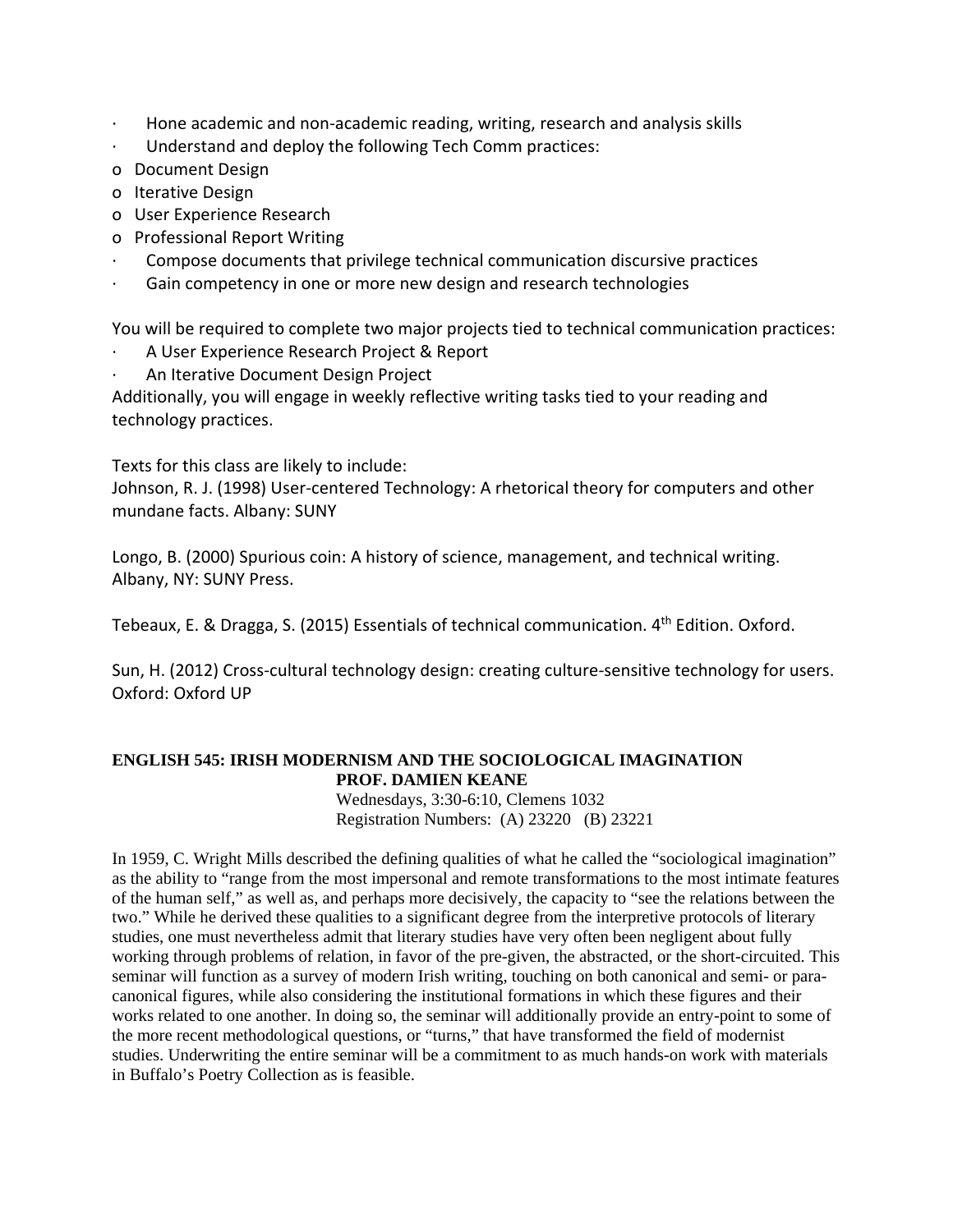- Hone academic and non-academic reading, writing, research and analysis skills
- Understand and deploy the following Tech Comm practices:
  - Document Design
  - Iterative Design
  - User Experience Research
  - Professional Report Writing
- Compose documents that privilege technical communication discursive practices
- Gain competency in one or more new design and research technologies

You will be required to complete two major projects tied to technical communication practices:

- A User Experience Research Project & Report
- An Iterative Document Design Project

Additionally, you will engage in weekly reflective writing tasks tied to your reading and technology practices.

Texts for this class are likely to include:

Johnson, R. J. (1998) User-centered Technology: A rhetorical theory for computers and other mundane facts. Albany: SUNY

Longo, B. (2000) Spurious coin: A history of science, management, and technical writing. Albany, NY: SUNY Press.

Tebeaux, E. & Dragga, S. (2015) Essentials of technical communication. 4th Edition. Oxford.

Sun, H. (2012) Cross-cultural technology design: creating culture-sensitive technology for users. Oxford: Oxford UP

## ENGLISH 545: IRISH MODERNISM AND THE SOCIOLOGICAL IMAGINATION

**PROF. DAMIEN KEANE**

Wednesdays, 3:30-6:10, Clemens 1032

Registration Numbers: (A) 23220 (B) 23221

In 1959, C. Wright Mills described the defining qualities of what he called the "sociological imagination" as the ability to "range from the most impersonal and remote transformations to the most intimate features of the human self," as well as, and perhaps more decisively, the capacity to "see the relations between the two." While he derived these qualities to a significant degree from the interpretive protocols of literary studies, one must nevertheless admit that literary studies have very often been negligent about fully working through problems of relation, in favor of the pre-given, the abstracted, or the short-circuited. This seminar will function as a survey of modern Irish writing, touching on both canonical and semi- or para-canonical figures, while also considering the institutional formations in which these figures and their works related to one another. In doing so, the seminar will additionally provide an entry-point to some of the more recent methodological questions, or "turns," that have transformed the field of modernist studies. Underwriting the entire seminar will be a commitment to as much hands-on work with materials in Buffalo's Poetry Collection as is feasible.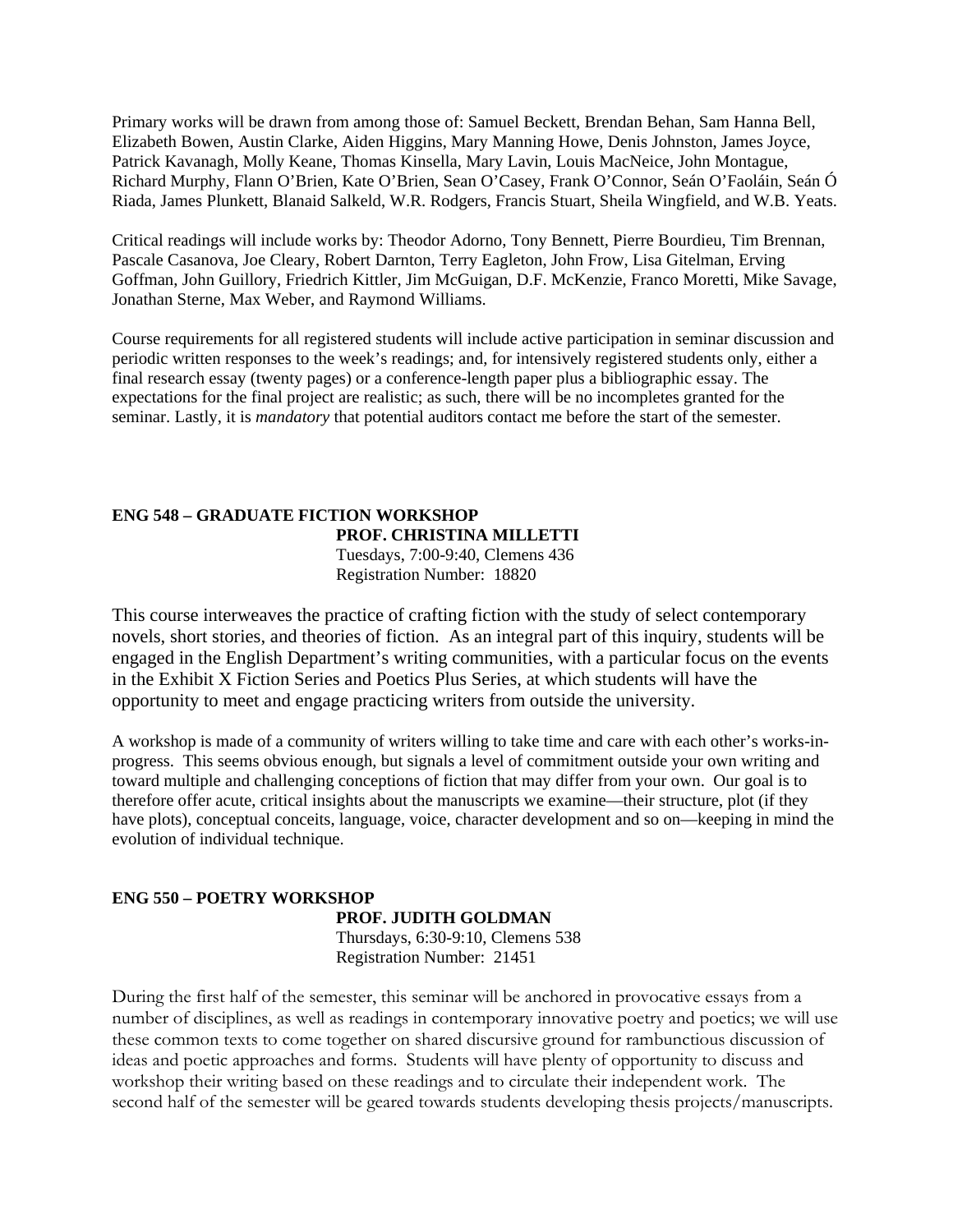Primary works will be drawn from among those of: Samuel Beckett, Brendan Behan, Sam Hanna Bell, Elizabeth Bowen, Austin Clarke, Aiden Higgins, Mary Manning Howe, Denis Johnston, James Joyce, Patrick Kavanagh, Molly Keane, Thomas Kinsella, Mary Lavin, Louis MacNeice, John Montague, Richard Murphy, Flann O'Brien, Kate O'Brien, Sean O'Casey, Frank O'Connor, Seán O'Faoláin, Seán Ó Riada, James Plunkett, Blanaid Salkeld, W.R. Rodgers, Francis Stuart, Sheila Wingfield, and W.B. Yeats.

Critical readings will include works by: Theodor Adorno, Tony Bennett, Pierre Bourdieu, Tim Brennan, Pascale Casanova, Joe Cleary, Robert Darnton, Terry Eagleton, John Frow, Lisa Gitelman, Erving Goffman, John Guillory, Friedrich Kittler, Jim McGuigan, D.F. McKenzie, Franco Moretti, Mike Savage, Jonathan Sterne, Max Weber, and Raymond Williams.

Course requirements for all registered students will include active participation in seminar discussion and periodic written responses to the week's readings; and, for intensively registered students only, either a final research essay (twenty pages) or a conference-length paper plus a bibliographic essay. The expectations for the final project are realistic; as such, there will be no incompletes granted for the seminar. Lastly, it is *mandatory* that potential auditors contact me before the start of the semester.

**ENG 548 – GRADUATE FICTION WORKSHOP**

**PROF. CHRISTINA MILLETTI**
Tuesdays, 7:00-9:40, Clemens 436
Registration Number: 18820

This course interweaves the practice of crafting fiction with the study of select contemporary novels, short stories, and theories of fiction. As an integral part of this inquiry, students will be engaged in the English Department's writing communities, with a particular focus on the events in the Exhibit X Fiction Series and Poetics Plus Series, at which students will have the opportunity to meet and engage practicing writers from outside the university.

A workshop is made of a community of writers willing to take time and care with each other's works-in-progress. This seems obvious enough, but signals a level of commitment outside your own writing and toward multiple and challenging conceptions of fiction that may differ from your own. Our goal is to therefore offer acute, critical insights about the manuscripts we examine—their structure, plot (if they have plots), conceptual conceits, language, voice, character development and so on—keeping in mind the evolution of individual technique.

**ENG 550 – POETRY WORKSHOP**

**PROF. JUDITH GOLDMAN**
Thursdays, 6:30-9:10, Clemens 538
Registration Number: 21451

During the first half of the semester, this seminar will be anchored in provocative essays from a number of disciplines, as well as readings in contemporary innovative poetry and poetics; we will use these common texts to come together on shared discursive ground for rambunctious discussion of ideas and poetic approaches and forms. Students will have plenty of opportunity to discuss and workshop their writing based on these readings and to circulate their independent work. The second half of the semester will be geared towards students developing thesis projects/manuscripts.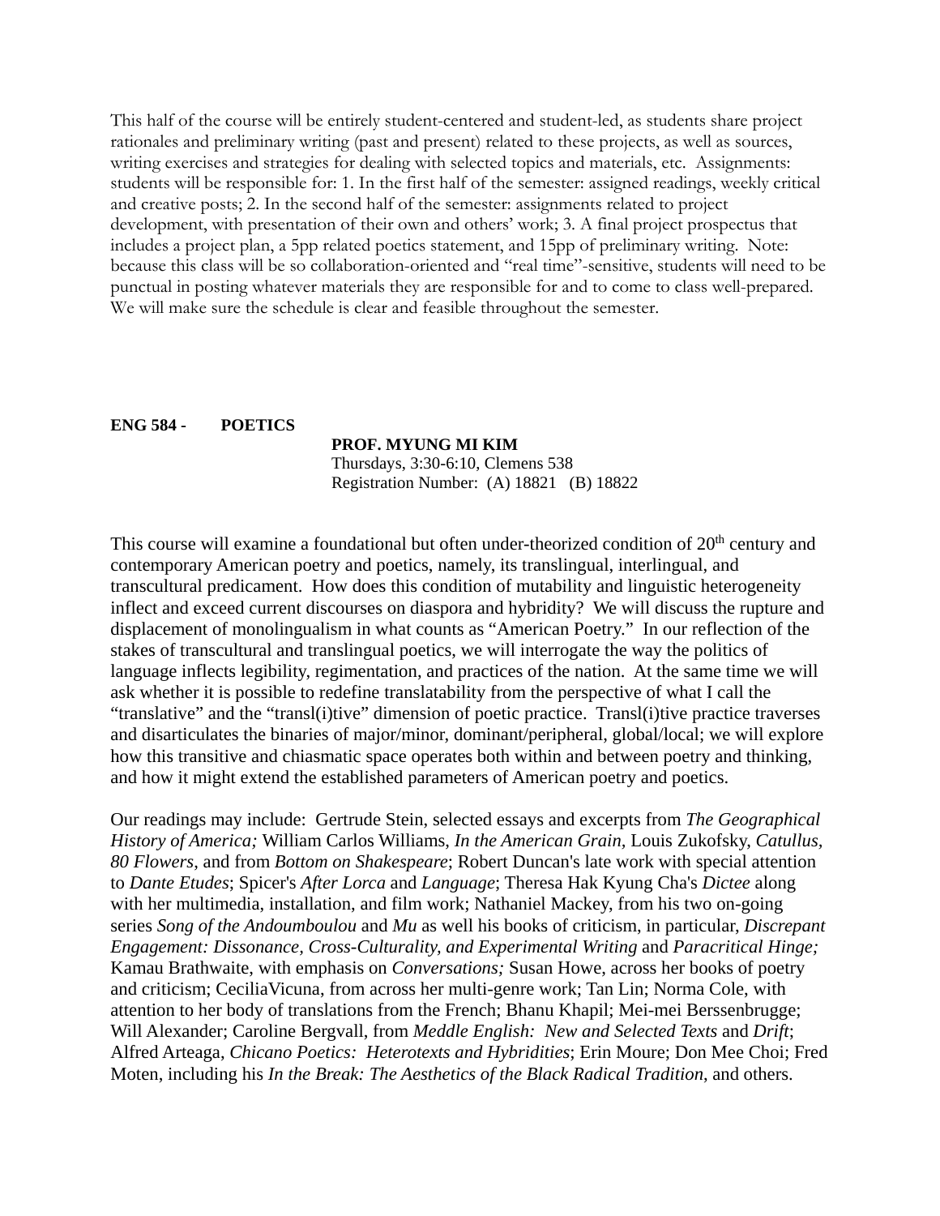This half of the course will be entirely student-centered and student-led, as students share project rationales and preliminary writing (past and present) related to these projects, as well as sources, writing exercises and strategies for dealing with selected topics and materials, etc. Assignments: students will be responsible for: 1. In the first half of the semester: assigned readings, weekly critical and creative posts; 2. In the second half of the semester: assignments related to project development, with presentation of their own and others' work; 3. A final project prospectus that includes a project plan, a 5pp related poetics statement, and 15pp of preliminary writing. Note: because this class will be so collaboration-oriented and "real time"-sensitive, students will need to be punctual in posting whatever materials they are responsible for and to come to class well-prepared. We will make sure the schedule is clear and feasible throughout the semester.

**ENG 584 - POETICS**

**PROF. MYUNG MI KIM**
Thursdays, 3:30-6:10, Clemens 538
Registration Number: (A) 18821 (B) 18822

This course will examine a foundational but often under-theorized condition of 20th century and contemporary American poetry and poetics, namely, its translingual, interlingual, and transcultural predicament. How does this condition of mutability and linguistic heterogeneity inflect and exceed current discourses on diaspora and hybridity? We will discuss the rupture and displacement of monolingualism in what counts as "American Poetry." In our reflection of the stakes of transcultural and translingual poetics, we will interrogate the way the politics of language inflects legibility, regimentation, and practices of the nation. At the same time we will ask whether it is possible to redefine translatability from the perspective of what I call the "translative" and the "transl(i)tive" dimension of poetic practice. Transl(i)tive practice traverses and disarticulates the binaries of major/minor, dominant/peripheral, global/local; we will explore how this transitive and chiasmatic space operates both within and between poetry and thinking, and how it might extend the established parameters of American poetry and poetics.

Our readings may include: Gertrude Stein, selected essays and excerpts from *The Geographical History of America;* William Carlos Williams, *In the American Grain*, Louis Zukofsky, *Catullus, 80 Flowers*, and from *Bottom on Shakespeare*; Robert Duncan's late work with special attention to *Dante Etudes*; Spicer's *After Lorca* and *Language*; Theresa Hak Kyung Cha's *Dictee* along with her multimedia, installation, and film work; Nathaniel Mackey, from his two on-going series *Song of the Andoumboulou* and *Mu* as well his books of criticism, in particular, *Discrepant Engagement: Dissonance, Cross-Culturality, and Experimental Writing* and *Paracritical Hinge;* Kamau Brathwaite, with emphasis on *Conversations;* Susan Howe, across her books of poetry and criticism; CeciliaVicuna, from across her multi-genre work; Tan Lin; Norma Cole, with attention to her body of translations from the French; Bhanu Khapil; Mei-mei Berssenbrugge; Will Alexander; Caroline Bergvall, from *Meddle English: New and Selected Texts* and *Drift*; Alfred Arteaga, *Chicano Poetics: Heterotexts and Hybridities*; Erin Moure; Don Mee Choi; Fred Moten, including his *In the Break: The Aesthetics of the Black Radical Tradition*, and others.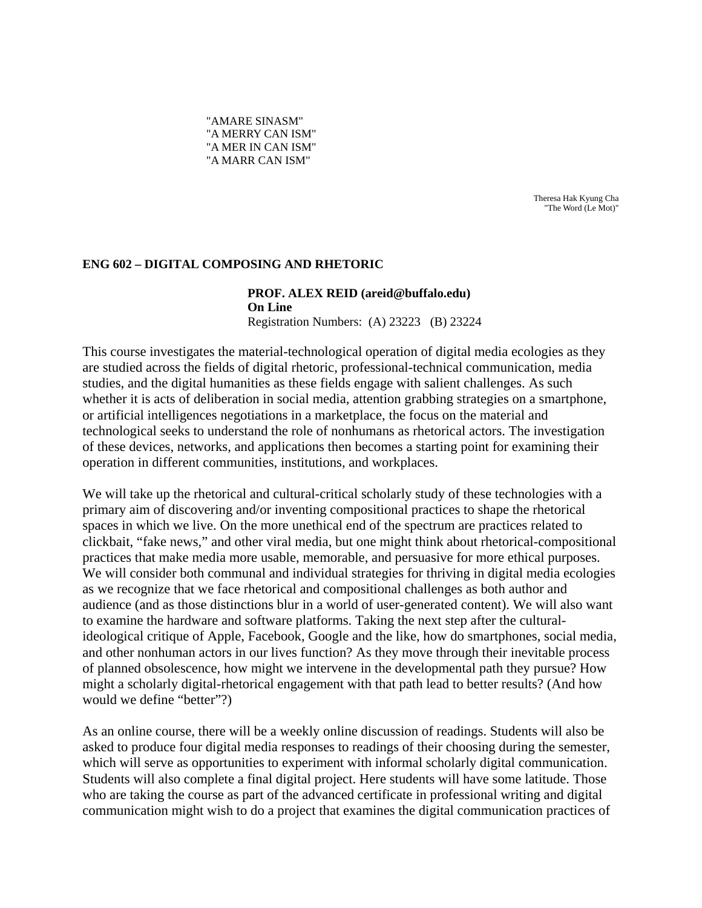"AMARE SINASM"
"A MERRY CAN ISM"
"A MER IN CAN ISM"
"A MARR CAN ISM"

Theresa Hak Kyung Cha
"The Word (Le Mot)"

**ENG 602 – DIGITAL COMPOSING AND RHETORIC**

**PROF. ALEX REID (areid@buffalo.edu)**
**On Line**
Registration Numbers: (A) 23223 (B) 23224

This course investigates the material-technological operation of digital media ecologies as they are studied across the fields of digital rhetoric, professional-technical communication, media studies, and the digital humanities as these fields engage with salient challenges. As such whether it is acts of deliberation in social media, attention grabbing strategies on a smartphone, or artificial intelligences negotiations in a marketplace, the focus on the material and technological seeks to understand the role of nonhumans as rhetorical actors. The investigation of these devices, networks, and applications then becomes a starting point for examining their operation in different communities, institutions, and workplaces.

We will take up the rhetorical and cultural-critical scholarly study of these technologies with a primary aim of discovering and/or inventing compositional practices to shape the rhetorical spaces in which we live. On the more unethical end of the spectrum are practices related to clickbait, "fake news," and other viral media, but one might think about rhetorical-compositional practices that make media more usable, memorable, and persuasive for more ethical purposes. We will consider both communal and individual strategies for thriving in digital media ecologies as we recognize that we face rhetorical and compositional challenges as both author and audience (and as those distinctions blur in a world of user-generated content). We will also want to examine the hardware and software platforms. Taking the next step after the cultural-ideological critique of Apple, Facebook, Google and the like, how do smartphones, social media, and other nonhuman actors in our lives function? As they move through their inevitable process of planned obsolescence, how might we intervene in the developmental path they pursue? How might a scholarly digital-rhetorical engagement with that path lead to better results? (And how would we define "better"?)

As an online course, there will be a weekly online discussion of readings. Students will also be asked to produce four digital media responses to readings of their choosing during the semester, which will serve as opportunities to experiment with informal scholarly digital communication. Students will also complete a final digital project. Here students will have some latitude. Those who are taking the course as part of the advanced certificate in professional writing and digital communication might wish to do a project that examines the digital communication practices of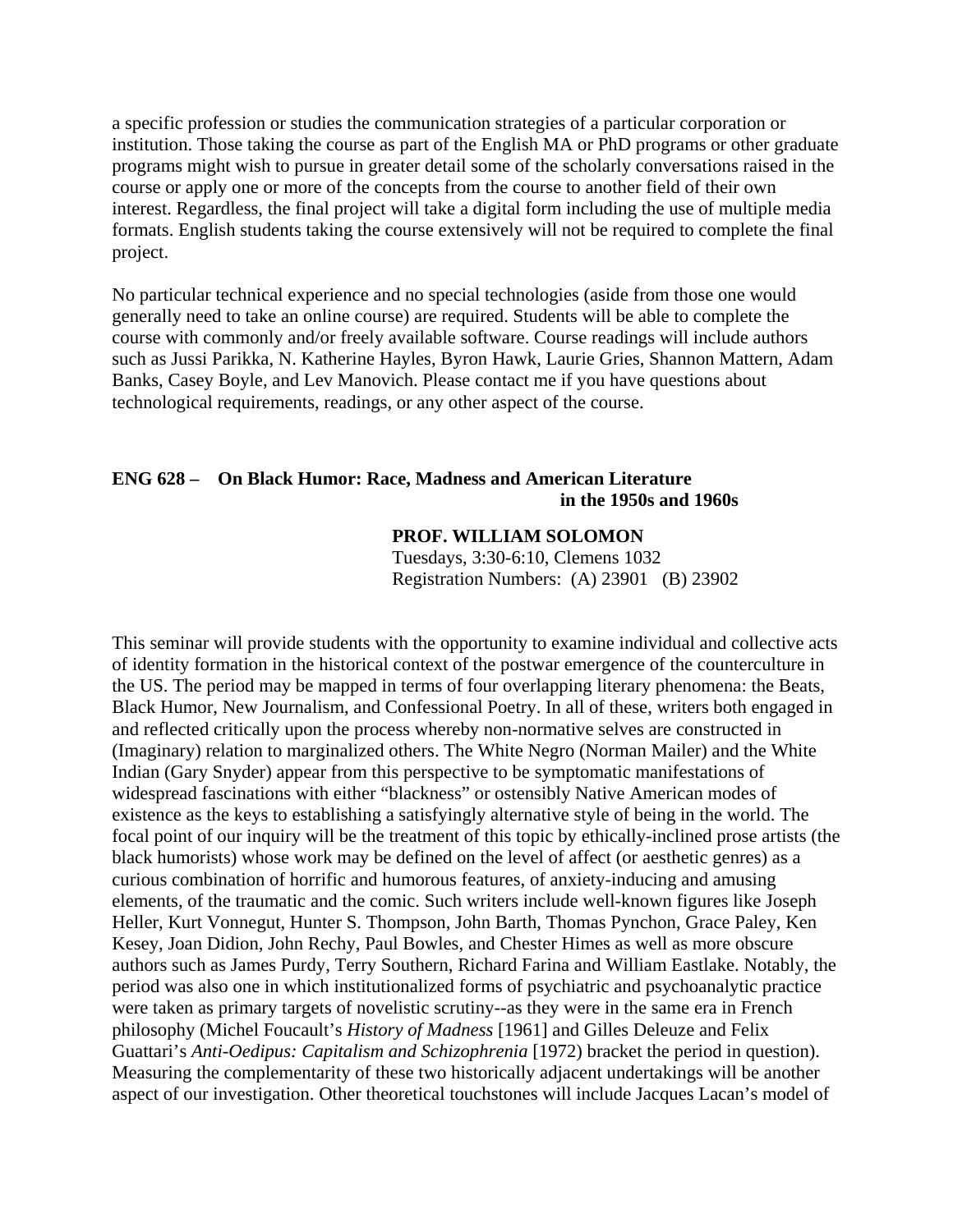a specific profession or studies the communication strategies of a particular corporation or institution. Those taking the course as part of the English MA or PhD programs or other graduate programs might wish to pursue in greater detail some of the scholarly conversations raised in the course or apply one or more of the concepts from the course to another field of their own interest. Regardless, the final project will take a digital form including the use of multiple media formats. English students taking the course extensively will not be required to complete the final project.

No particular technical experience and no special technologies (aside from those one would generally need to take an online course) are required. Students will be able to complete the course with commonly and/or freely available software. Course readings will include authors such as Jussi Parikka, N. Katherine Hayles, Byron Hawk, Laurie Gries, Shannon Mattern, Adam Banks, Casey Boyle, and Lev Manovich. Please contact me if you have questions about technological requirements, readings, or any other aspect of the course.

## ENG 628 – On Black Humor: Race, Madness and American Literature in the 1950s and 1960s

**PROF. WILLIAM SOLOMON**
Tuesdays, 3:30-6:10, Clemens 1032
Registration Numbers: (A) 23901 (B) 23902

This seminar will provide students with the opportunity to examine individual and collective acts of identity formation in the historical context of the postwar emergence of the counterculture in the US. The period may be mapped in terms of four overlapping literary phenomena: the Beats, Black Humor, New Journalism, and Confessional Poetry. In all of these, writers both engaged in and reflected critically upon the process whereby non-normative selves are constructed in (Imaginary) relation to marginalized others. The White Negro (Norman Mailer) and the White Indian (Gary Snyder) appear from this perspective to be symptomatic manifestations of widespread fascinations with either "blackness" or ostensibly Native American modes of existence as the keys to establishing a satisfyingly alternative style of being in the world. The focal point of our inquiry will be the treatment of this topic by ethically-inclined prose artists (the black humorists) whose work may be defined on the level of affect (or aesthetic genres) as a curious combination of horrific and humorous features, of anxiety-inducing and amusing elements, of the traumatic and the comic. Such writers include well-known figures like Joseph Heller, Kurt Vonnegut, Hunter S. Thompson, John Barth, Thomas Pynchon, Grace Paley, Ken Kesey, Joan Didion, John Rechy, Paul Bowles, and Chester Himes as well as more obscure authors such as James Purdy, Terry Southern, Richard Farina and William Eastlake. Notably, the period was also one in which institutionalized forms of psychiatric and psychoanalytic practice were taken as primary targets of novelistic scrutiny--as they were in the same era in French philosophy (Michel Foucault's *History of Madness* [1961] and Gilles Deleuze and Felix Guattari's *Anti-Oedipus: Capitalism and Schizophrenia* [1972) bracket the period in question). Measuring the complementarity of these two historically adjacent undertakings will be another aspect of our investigation. Other theoretical touchstones will include Jacques Lacan's model of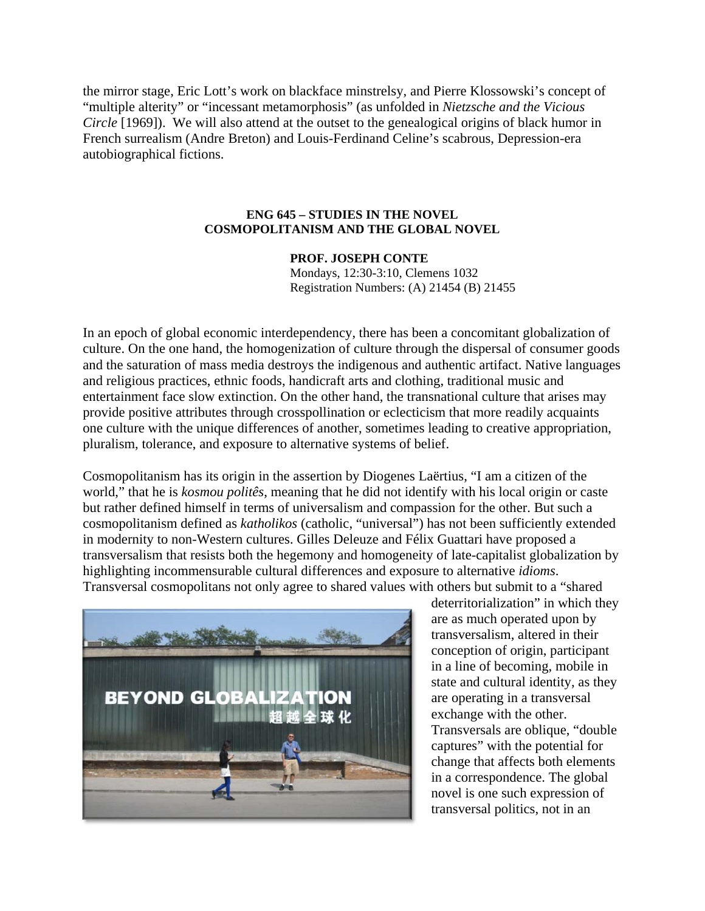the mirror stage, Eric Lott's work on blackface minstrelsy, and Pierre Klossowski's concept of "multiple alterity" or "incessant metamorphosis" (as unfolded in *Nietzsche and the Vicious Circle* [1969]). We will also attend at the outset to the genealogical origins of black humor in French surrealism (Andre Breton) and Louis-Ferdinand Celine's scabrous, Depression-era autobiographical fictions.

## ENG 645 – STUDIES IN THE NOVEL
## COSMOPOLITANISM AND THE GLOBAL NOVEL

**PROF. JOSEPH CONTE**
Mondays, 12:30-3:10, Clemens 1032
Registration Numbers: (A) 21454 (B) 21455

In an epoch of global economic interdependency, there has been a concomitant globalization of culture. On the one hand, the homogenization of culture through the dispersal of consumer goods and the saturation of mass media destroys the indigenous and authentic artifact. Native languages and religious practices, ethnic foods, handicraft arts and clothing, traditional music and entertainment face slow extinction. On the other hand, the transnational culture that arises may provide positive attributes through crosspollination or eclecticism that more readily acquaints one culture with the unique differences of another, sometimes leading to creative appropriation, pluralism, tolerance, and exposure to alternative systems of belief.

Cosmopolitanism has its origin in the assertion by Diogenes Laërtius, "I am a citizen of the world," that he is *kosmou politês*, meaning that he did not identify with his local origin or caste but rather defined himself in terms of universalism and compassion for the other. But such a cosmopolitanism defined as *katholikos* (catholic, "universal") has not been sufficiently extended in modernity to non-Western cultures. Gilles Deleuze and Félix Guattari have proposed a transversalism that resists both the hegemony and homogeneity of late-capitalist globalization by highlighting incommensurable cultural differences and exposure to alternative *idioms*. Transversal cosmopolitans not only agree to shared values with others but submit to a "shared deterritorialization" in which they are as much operated upon by transversalism, altered in their conception of origin, participant in a line of becoming, mobile in state and cultural identity, as they are operating in a transversal exchange with the other. Transversals are oblique, "double captures" with the potential for change that affects both elements in a correspondence. The global novel is one such expression of transversal politics, not in an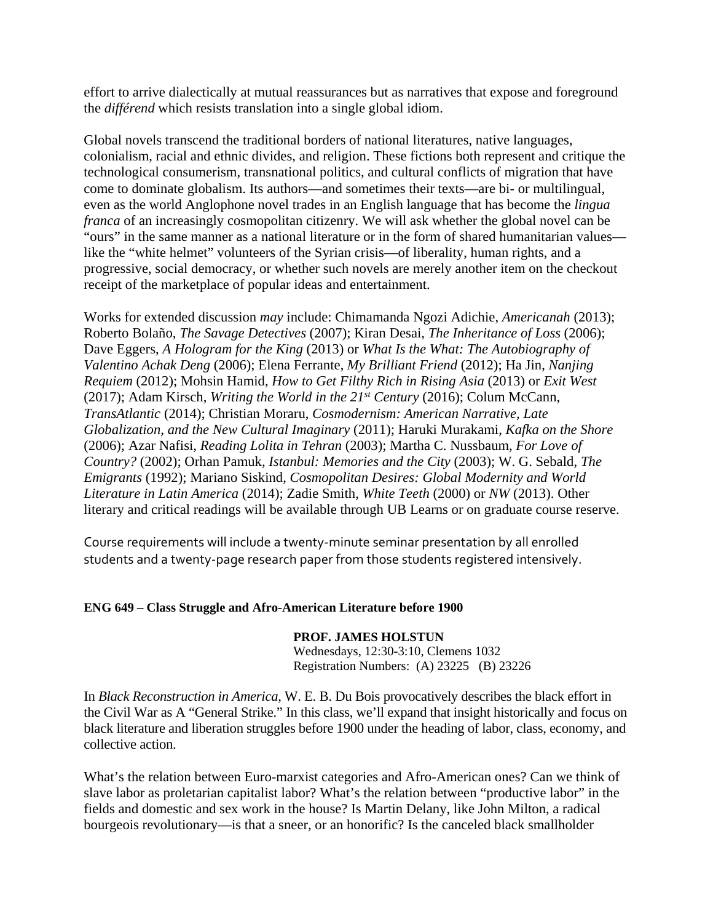effort to arrive dialectically at mutual reassurances but as narratives that expose and foreground the *différend* which resists translation into a single global idiom.

Global novels transcend the traditional borders of national literatures, native languages, colonialism, racial and ethnic divides, and religion. These fictions both represent and critique the technological consumerism, transnational politics, and cultural conflicts of migration that have come to dominate globalism. Its authors—and sometimes their texts—are bi- or multilingual, even as the world Anglophone novel trades in an English language that has become the *lingua franca* of an increasingly cosmopolitan citizenry. We will ask whether the global novel can be "ours" in the same manner as a national literature or in the form of shared humanitarian values—like the "white helmet" volunteers of the Syrian crisis—of liberality, human rights, and a progressive, social democracy, or whether such novels are merely another item on the checkout receipt of the marketplace of popular ideas and entertainment.

Works for extended discussion *may* include: Chimamanda Ngozi Adichie, *Americanah* (2013); Roberto Bolaño, *The Savage Detectives* (2007); Kiran Desai, *The Inheritance of Loss* (2006); Dave Eggers, *A Hologram for the King* (2013) or *What Is the What: The Autobiography of Valentino Achak Deng* (2006); Elena Ferrante, *My Brilliant Friend* (2012); Ha Jin, *Nanjing Requiem* (2012); Mohsin Hamid, *How to Get Filthy Rich in Rising Asia* (2013) or *Exit West* (2017); Adam Kirsch, *Writing the World in the 21st Century* (2016); Colum McCann, *TransAtlantic* (2014); Christian Moraru, *Cosmodernism: American Narrative, Late Globalization, and the New Cultural Imaginary* (2011); Haruki Murakami, *Kafka on the Shore* (2006); Azar Nafisi, *Reading Lolita in Tehran* (2003); Martha C. Nussbaum, *For Love of Country?* (2002); Orhan Pamuk, *Istanbul: Memories and the City* (2003); W. G. Sebald, *The Emigrants* (1992); Mariano Siskind, *Cosmopolitan Desires: Global Modernity and World Literature in Latin America* (2014); Zadie Smith, *White Teeth* (2000) or *NW* (2013). Other literary and critical readings will be available through UB Learns or on graduate course reserve.

Course requirements will include a twenty-minute seminar presentation by all enrolled students and a twenty-page research paper from those students registered intensively.

**ENG 649 – Class Struggle and Afro-American Literature before 1900**

**PROF. JAMES HOLSTUN**
Wednesdays, 12:30-3:10, Clemens 1032
Registration Numbers: (A) 23225 (B) 23226

In *Black Reconstruction in America*, W. E. B. Du Bois provocatively describes the black effort in the Civil War as A "General Strike." In this class, we'll expand that insight historically and focus on black literature and liberation struggles before 1900 under the heading of labor, class, economy, and collective action.

What's the relation between Euro-marxist categories and Afro-American ones? Can we think of slave labor as proletarian capitalist labor? What's the relation between "productive labor" in the fields and domestic and sex work in the house? Is Martin Delany, like John Milton, a radical bourgeois revolutionary—is that a sneer, or an honorific? Is the canceled black smallholder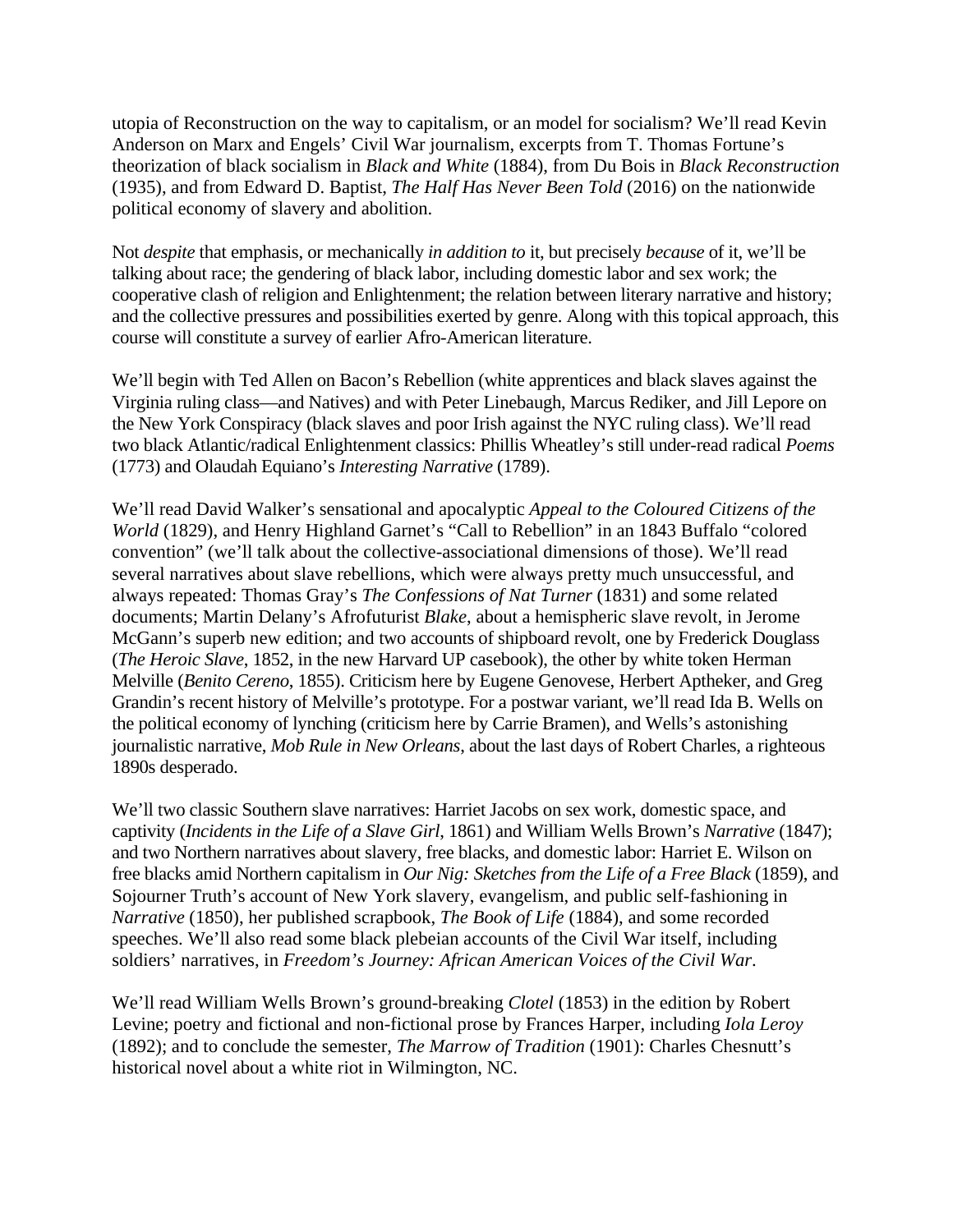utopia of Reconstruction on the way to capitalism, or an model for socialism? We'll read Kevin Anderson on Marx and Engels' Civil War journalism, excerpts from T. Thomas Fortune's theorization of black socialism in *Black and White* (1884), from Du Bois in *Black Reconstruction* (1935), and from Edward D. Baptist, *The Half Has Never Been Told* (2016) on the nationwide political economy of slavery and abolition.

Not *despite* that emphasis, or mechanically *in addition to* it, but precisely *because* of it, we'll be talking about race; the gendering of black labor, including domestic labor and sex work; the cooperative clash of religion and Enlightenment; the relation between literary narrative and history; and the collective pressures and possibilities exerted by genre. Along with this topical approach, this course will constitute a survey of earlier Afro-American literature.

We'll begin with Ted Allen on Bacon's Rebellion (white apprentices and black slaves against the Virginia ruling class—and Natives) and with Peter Linebaugh, Marcus Rediker, and Jill Lepore on the New York Conspiracy (black slaves and poor Irish against the NYC ruling class). We'll read two black Atlantic/radical Enlightenment classics: Phillis Wheatley's still under-read radical *Poems* (1773) and Olaudah Equiano's *Interesting Narrative* (1789).

We'll read David Walker's sensational and apocalyptic *Appeal to the Coloured Citizens of the World* (1829), and Henry Highland Garnet's "Call to Rebellion" in an 1843 Buffalo "colored convention" (we'll talk about the collective-associational dimensions of those). We'll read several narratives about slave rebellions, which were always pretty much unsuccessful, and always repeated: Thomas Gray's *The Confessions of Nat Turner* (1831) and some related documents; Martin Delany's Afrofuturist *Blake*, about a hemispheric slave revolt, in Jerome McGann's superb new edition; and two accounts of shipboard revolt, one by Frederick Douglass (*The Heroic Slave*, 1852, in the new Harvard UP casebook), the other by white token Herman Melville (*Benito Cereno*, 1855). Criticism here by Eugene Genovese, Herbert Aptheker, and Greg Grandin's recent history of Melville's prototype. For a postwar variant, we'll read Ida B. Wells on the political economy of lynching (criticism here by Carrie Bramen), and Wells's astonishing journalistic narrative, *Mob Rule in New Orleans*, about the last days of Robert Charles, a righteous 1890s desperado.

We'll two classic Southern slave narratives: Harriet Jacobs on sex work, domestic space, and captivity (*Incidents in the Life of a Slave Girl*, 1861) and William Wells Brown's *Narrative* (1847); and two Northern narratives about slavery, free blacks, and domestic labor: Harriet E. Wilson on free blacks amid Northern capitalism in *Our Nig: Sketches from the Life of a Free Black* (1859), and Sojourner Truth's account of New York slavery, evangelism, and public self-fashioning in *Narrative* (1850), her published scrapbook, *The Book of Life* (1884), and some recorded speeches. We'll also read some black plebeian accounts of the Civil War itself, including soldiers' narratives, in *Freedom's Journey: African American Voices of the Civil War*.

We'll read William Wells Brown's ground-breaking *Clotel* (1853) in the edition by Robert Levine; poetry and fictional and non-fictional prose by Frances Harper, including *Iola Leroy* (1892); and to conclude the semester, *The Marrow of Tradition* (1901): Charles Chesnutt's historical novel about a white riot in Wilmington, NC.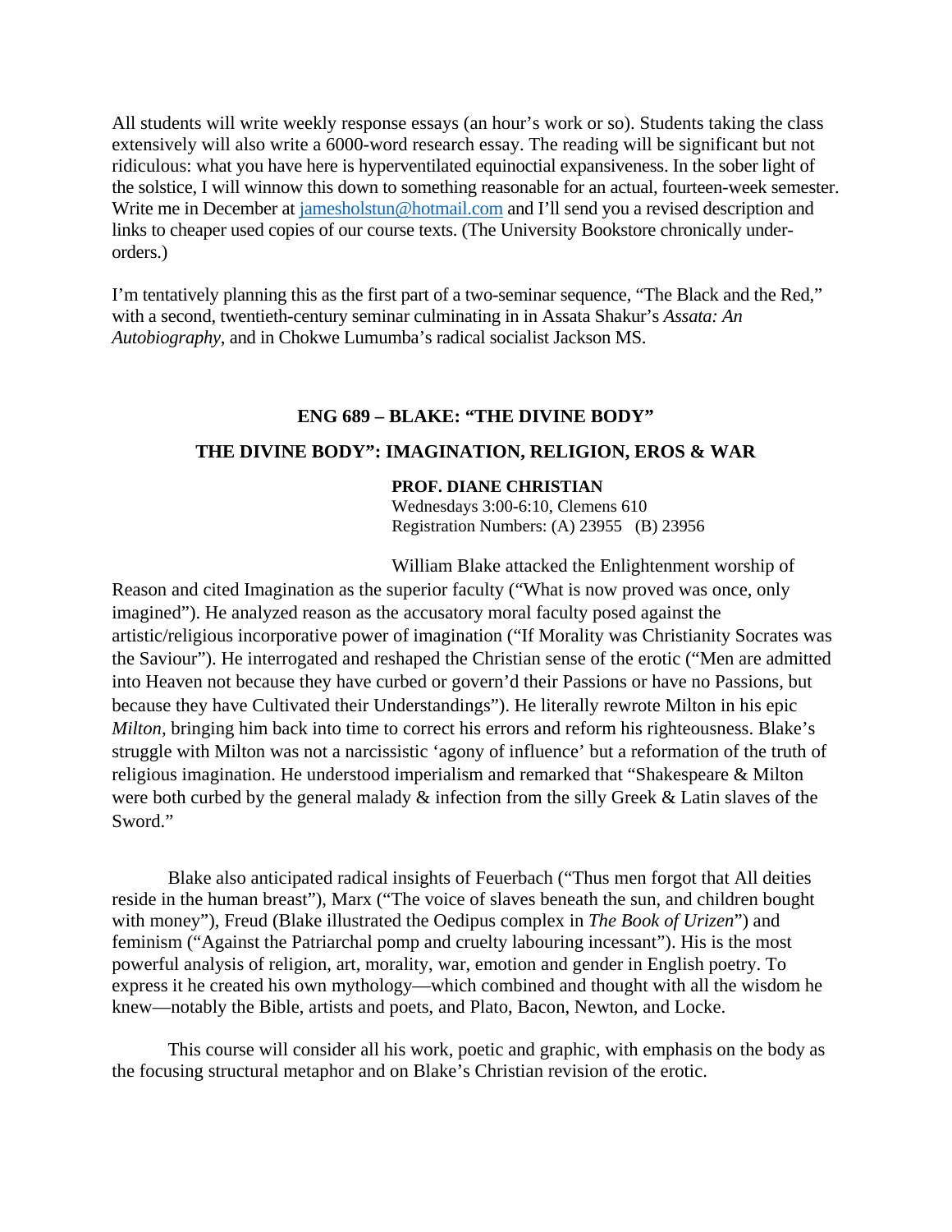All students will write weekly response essays (an hour's work or so). Students taking the class extensively will also write a 6000-word research essay. The reading will be significant but not ridiculous: what you have here is hyperventilated equinoctial expansiveness. In the sober light of the solstice, I will winnow this down to something reasonable for an actual, fourteen-week semester. Write me in December at jamesholstun@hotmail.com and I'll send you a revised description and links to cheaper used copies of our course texts. (The University Bookstore chronically under-orders.)

I'm tentatively planning this as the first part of a two-seminar sequence, "The Black and the Red," with a second, twentieth-century seminar culminating in in Assata Shakur's *Assata: An Autobiography*, and in Chokwe Lumumba's radical socialist Jackson MS.

## ENG 689 – BLAKE: "THE DIVINE BODY"

## THE DIVINE BODY": IMAGINATION, RELIGION, EROS & WAR

**PROF. DIANE CHRISTIAN**
Wednesdays 3:00-6:10, Clemens 610
Registration Numbers: (A) 23955 (B) 23956

William Blake attacked the Enlightenment worship of Reason and cited Imagination as the superior faculty ("What is now proved was once, only imagined"). He analyzed reason as the accusatory moral faculty posed against the artistic/religious incorporative power of imagination ("If Morality was Christianity Socrates was the Saviour"). He interrogated and reshaped the Christian sense of the erotic ("Men are admitted into Heaven not because they have curbed or govern'd their Passions or have no Passions, but because they have Cultivated their Understandings"). He literally rewrote Milton in his epic *Milton*, bringing him back into time to correct his errors and reform his righteousness. Blake's struggle with Milton was not a narcissistic 'agony of influence' but a reformation of the truth of religious imagination. He understood imperialism and remarked that "Shakespeare & Milton were both curbed by the general malady & infection from the silly Greek & Latin slaves of the Sword."

Blake also anticipated radical insights of Feuerbach ("Thus men forgot that All deities reside in the human breast"), Marx ("The voice of slaves beneath the sun, and children bought with money"), Freud (Blake illustrated the Oedipus complex in *The Book of Urizen*") and feminism ("Against the Patriarchal pomp and cruelty labouring incessant"). His is the most powerful analysis of religion, art, morality, war, emotion and gender in English poetry. To express it he created his own mythology—which combined and thought with all the wisdom he knew—notably the Bible, artists and poets, and Plato, Bacon, Newton, and Locke.

This course will consider all his work, poetic and graphic, with emphasis on the body as the focusing structural metaphor and on Blake's Christian revision of the erotic.